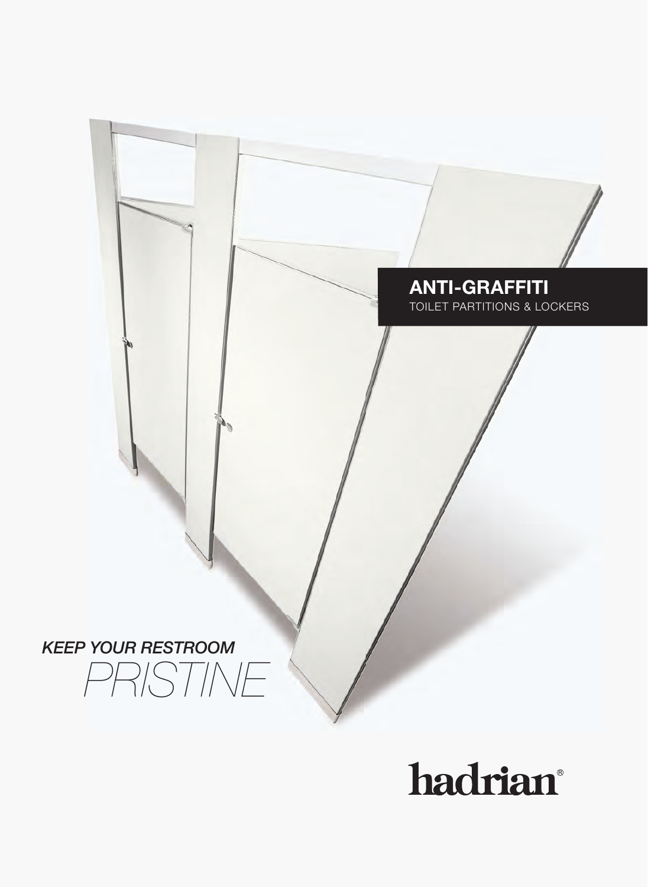# ANTI-GRAFFITI

TOILET PARTITIONS & LOCKERS

*KEEP YOUR RESTROOM*

*PRISTINE*

hadrian®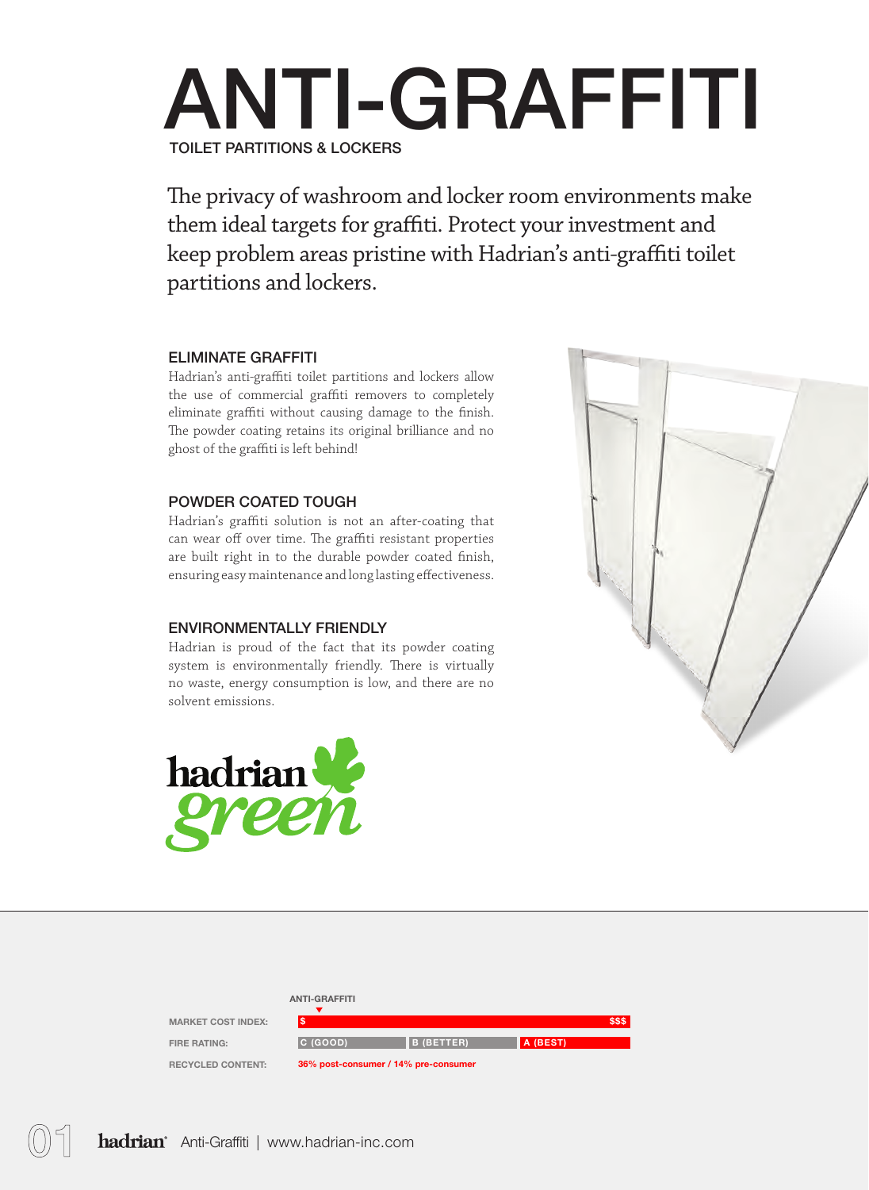# ANTI-GRAFFITI

TOILET PARTITIONS & LOCKERS

The privacy of washroom and locker room environments make them ideal targets for graffiti. Protect your investment and keep problem areas pristine with Hadrian's anti-graffiti toilet partitions and lockers.

## ELIMINATE GRAFFITI

Hadrian's anti-graffiti toilet partitions and lockers allow the use of commercial graffiti removers to completely eliminate graffiti without causing damage to the finish. The powder coating retains its original brilliance and no ghost of the graffiti is left behind!

## POWDER COATED TOUGH

Hadrian's graffiti solution is not an after-coating that can wear off over time. The graffiti resistant properties are built right in to the durable powder coated finish, ensuring easy maintenance and long lasting effectiveness.

## ENVIRONMENTALLY FRIENDLY

Hadrian is proud of the fact that its powder coating system is environmentally friendly. There is virtually no waste, energy consumption is low, and there are no solvent emissions.

hadrian green

| | ANTI-GRAFFITI | | |
|---|---|---|---|
| MARKET COST INDEX: | $ | | $$$ |
| FIRE RATING: | C (GOOD) | B (BETTER) | A (BEST) |
| RECYCLED CONTENT: | 36% post-consumer / 14% pre-consumer | | |

hadrian Anti-Graffiti | www.hadrian-inc.com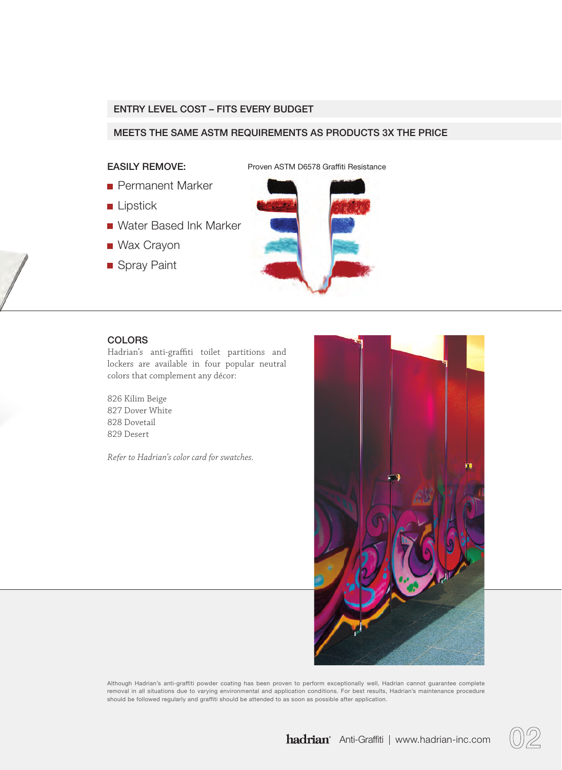## ENTRY LEVEL COST – FITS EVERY BUDGET

## MEETS THE SAME ASTM REQUIREMENTS AS PRODUCTS 3X THE PRICE

### EASILY REMOVE:

- Permanent Marker
- Lipstick
- Water Based Ink Marker
- Wax Crayon
- Spray Paint

Proven ASTM D6578 Graffiti Resistance

### COLORS

Hadrian's anti-graffiti toilet partitions and lockers are available in four popular neutral colors that complement any décor:

826 Kilim Beige
827 Dover White
828 Dovetail
829 Desert

*Refer to Hadrian's color card for swatches.*

Although Hadrian's anti-graffiti powder coating has been proven to perform exceptionally well, Hadrian cannot guarantee complete removal in all situations due to varying environmental and application conditions. For best results, Hadrian's maintenance procedure should be followed regularly and graffiti should be attended to as soon as possible after application.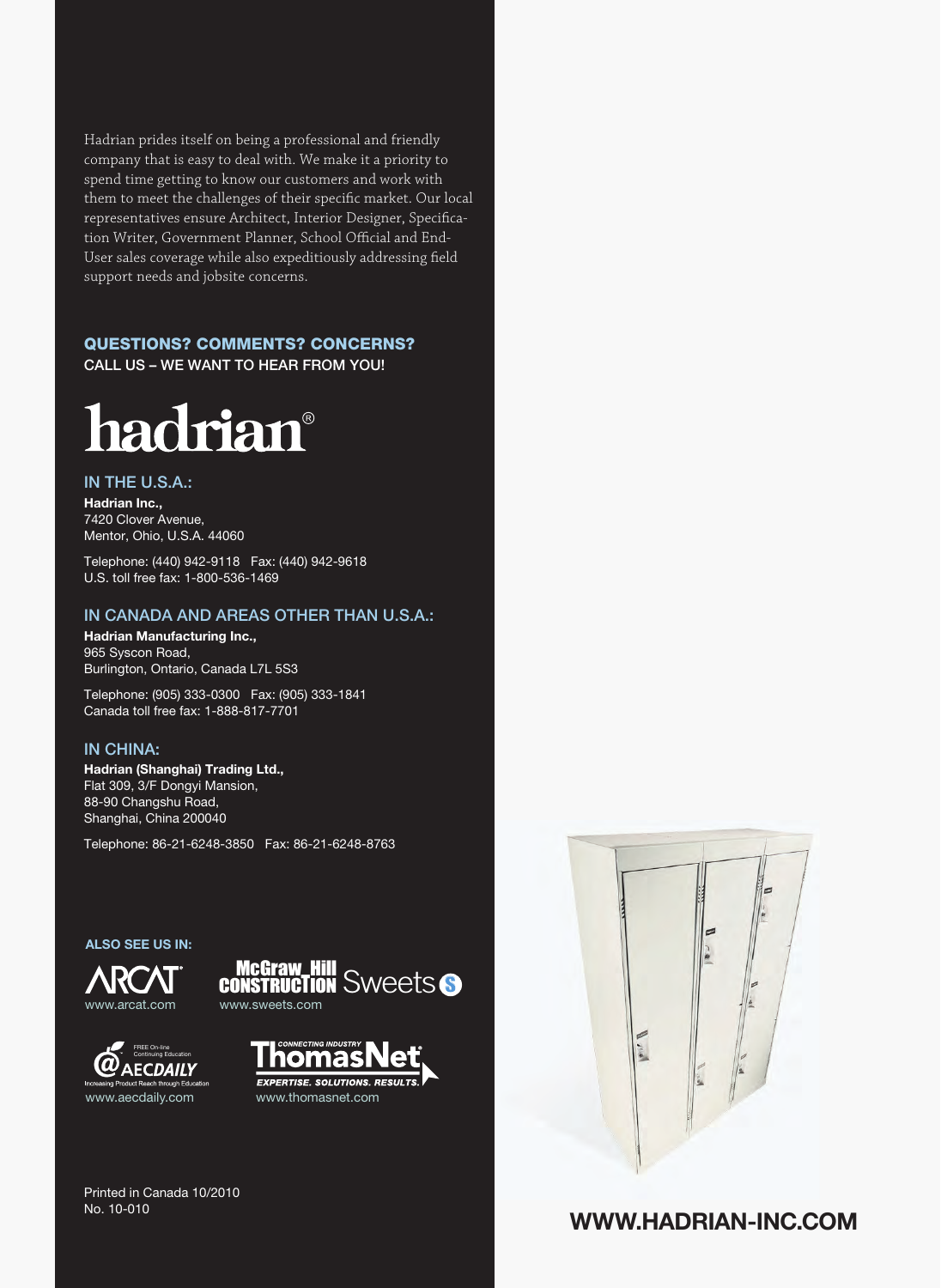Hadrian prides itself on being a professional and friendly company that is easy to deal with. We make it a priority to spend time getting to know our customers and work with them to meet the challenges of their specific market. Our local representatives ensure Architect, Interior Designer, Specification Writer, Government Planner, School Official and End-User sales coverage while also expeditiously addressing field support needs and jobsite concerns.

**QUESTIONS? COMMENTS? CONCERNS?**
CALL US – WE WANT TO HEAR FROM YOU!

# hadrian®

## IN THE U.S.A.:

**Hadrian Inc.,**
7420 Clover Avenue,
Mentor, Ohio, U.S.A. 44060

Telephone: (440) 942-9118 Fax: (440) 942-9618
U.S. toll free fax: 1-800-536-1469

## IN CANADA AND AREAS OTHER THAN U.S.A.:

**Hadrian Manufacturing Inc.,**
965 Syscon Road,
Burlington, Ontario, Canada L7L 5S3

Telephone: (905) 333-0300 Fax: (905) 333-1841
Canada toll free fax: 1-888-817-7701

## IN CHINA:

**Hadrian (Shanghai) Trading Ltd.,**
Flat 309, 3/F Dongyi Mansion,
88-90 Changshu Road,
Shanghai, China 200040

Telephone: 86-21-6248-3850 Fax: 86-21-6248-8763

**ALSO SEE US IN:**

ARCAT
www.arcat.com

McGraw Hill Construction Sweets
www.sweets.com

AECDAILY – FREE On-line Continuing Education – Increasing Product Reach through Education
www.aecdaily.com

ThomasNet – Connecting Industry – Expertise. Solutions. Results.
www.thomasnet.com

Printed in Canada 10/2010
No. 10-010

**WWW.HADRIAN-INC.COM**